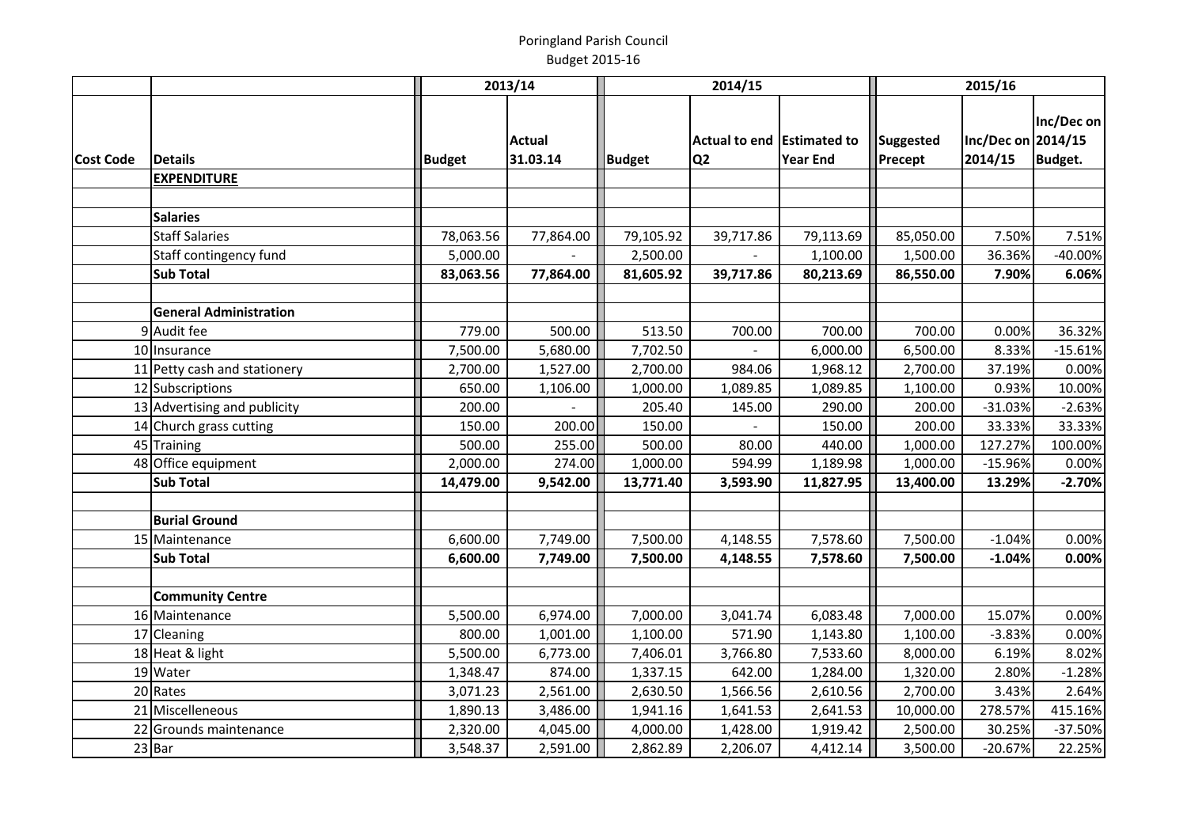Poringland Parish Council

Budget 2015-16

| | | 2013/14 | | 2014/15 | | | 2015/16 | | |
|---|---|---|---|---|---|---|---|---|---|
| Cost Code | Details | Budget | Actual 31.03.14 | Budget | Actual to end Q2 | Estimated to Year End | Suggested Precept | Inc/Dec on 2014/15 | Inc/Dec on 2014/15 Budget. |
| | **EXPENDITURE** | | | | | | | | |
| | | | | | | | | | |
| | **Salaries** | | | | | | | | |
| | Staff Salaries | 78,063.56 | 77,864.00 | 79,105.92 | 39,717.86 | 79,113.69 | 85,050.00 | 7.50% | 7.51% |
| | Staff contingency fund | 5,000.00 | - | 2,500.00 | - | 1,100.00 | 1,500.00 | 36.36% | -40.00% |
| | **Sub Total** | **83,063.56** | **77,864.00** | **81,605.92** | **39,717.86** | **80,213.69** | **86,550.00** | **7.90%** | **6.06%** |
| | | | | | | | | | |
| | **General Administration** | | | | | | | | |
| 9 | Audit fee | 779.00 | 500.00 | 513.50 | 700.00 | 700.00 | 700.00 | 0.00% | 36.32% |
| 10 | Insurance | 7,500.00 | 5,680.00 | 7,702.50 | - | 6,000.00 | 6,500.00 | 8.33% | -15.61% |
| 11 | Petty cash and stationery | 2,700.00 | 1,527.00 | 2,700.00 | 984.06 | 1,968.12 | 2,700.00 | 37.19% | 0.00% |
| 12 | Subscriptions | 650.00 | 1,106.00 | 1,000.00 | 1,089.85 | 1,089.85 | 1,100.00 | 0.93% | 10.00% |
| 13 | Advertising and publicity | 200.00 | - | 205.40 | 145.00 | 290.00 | 200.00 | -31.03% | -2.63% |
| 14 | Church grass cutting | 150.00 | 200.00 | 150.00 | - | 150.00 | 200.00 | 33.33% | 33.33% |
| 45 | Training | 500.00 | 255.00 | 500.00 | 80.00 | 440.00 | 1,000.00 | 127.27% | 100.00% |
| 48 | Office equipment | 2,000.00 | 274.00 | 1,000.00 | 594.99 | 1,189.98 | 1,000.00 | -15.96% | 0.00% |
| | **Sub Total** | **14,479.00** | **9,542.00** | **13,771.40** | **3,593.90** | **11,827.95** | **13,400.00** | **13.29%** | **-2.70%** |
| | | | | | | | | | |
| | **Burial Ground** | | | | | | | | |
| 15 | Maintenance | 6,600.00 | 7,749.00 | 7,500.00 | 4,148.55 | 7,578.60 | 7,500.00 | -1.04% | 0.00% |
| | **Sub Total** | **6,600.00** | **7,749.00** | **7,500.00** | **4,148.55** | **7,578.60** | **7,500.00** | **-1.04%** | **0.00%** |
| | | | | | | | | | |
| | **Community Centre** | | | | | | | | |
| 16 | Maintenance | 5,500.00 | 6,974.00 | 7,000.00 | 3,041.74 | 6,083.48 | 7,000.00 | 15.07% | 0.00% |
| 17 | Cleaning | 800.00 | 1,001.00 | 1,100.00 | 571.90 | 1,143.80 | 1,100.00 | -3.83% | 0.00% |
| 18 | Heat & light | 5,500.00 | 6,773.00 | 7,406.01 | 3,766.80 | 7,533.60 | 8,000.00 | 6.19% | 8.02% |
| 19 | Water | 1,348.47 | 874.00 | 1,337.15 | 642.00 | 1,284.00 | 1,320.00 | 2.80% | -1.28% |
| 20 | Rates | 3,071.23 | 2,561.00 | 2,630.50 | 1,566.56 | 2,610.56 | 2,700.00 | 3.43% | 2.64% |
| 21 | Miscelleneous | 1,890.13 | 3,486.00 | 1,941.16 | 1,641.53 | 2,641.53 | 10,000.00 | 278.57% | 415.16% |
| 22 | Grounds maintenance | 2,320.00 | 4,045.00 | 4,000.00 | 1,428.00 | 1,919.42 | 2,500.00 | 30.25% | -37.50% |
| 23 | Bar | 3,548.37 | 2,591.00 | 2,862.89 | 2,206.07 | 4,412.14 | 3,500.00 | -20.67% | 22.25% |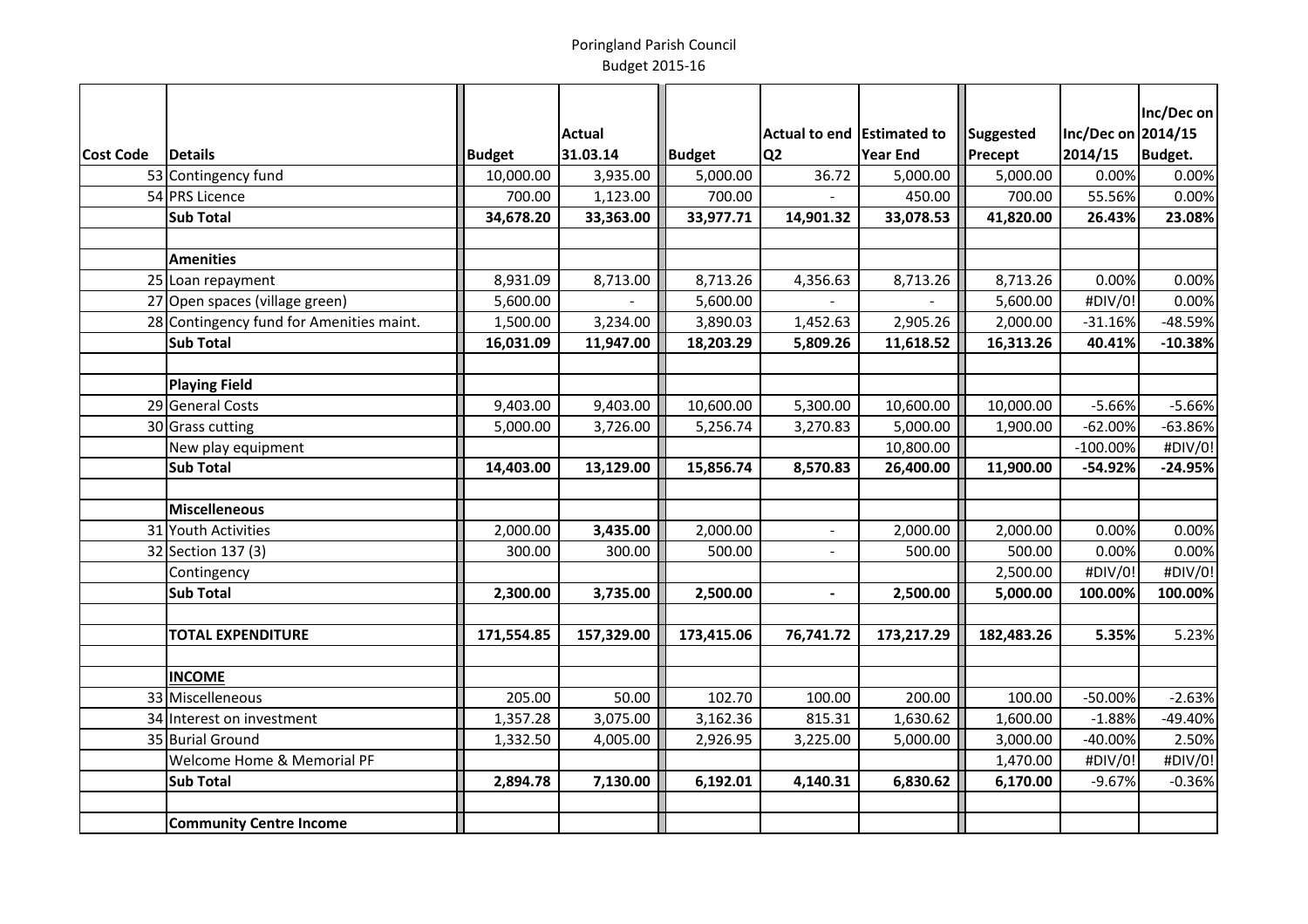Poringland Parish Council
Budget 2015-16

| Cost Code | Details | Budget | Actual 31.03.14 | Budget | Actual to end Q2 | Estimated to Year End | Suggested Precept | Inc/Dec on 2014/15 | Inc/Dec on 2014/15 Budget. |
|---|---|---|---|---|---|---|---|---|---|
| 53 | Contingency fund | 10,000.00 | 3,935.00 | 5,000.00 | 36.72 | 5,000.00 | 5,000.00 | 0.00% | 0.00% |
| 54 | PRS Licence | 700.00 | 1,123.00 | 700.00 | - | 450.00 | 700.00 | 55.56% | 0.00% |
| | **Sub Total** | **34,678.20** | **33,363.00** | **33,977.71** | **14,901.32** | **33,078.53** | **41,820.00** | **26.43%** | **23.08%** |
| | | | | | | | | | |
| | **Amenities** | | | | | | | | |
| 25 | Loan repayment | 8,931.09 | 8,713.00 | 8,713.26 | 4,356.63 | 8,713.26 | 8,713.26 | 0.00% | 0.00% |
| 27 | Open spaces (village green) | 5,600.00 | - | 5,600.00 | - | - | 5,600.00 | #DIV/0! | 0.00% |
| 28 | Contingency fund for Amenities maint. | 1,500.00 | 3,234.00 | 3,890.03 | 1,452.63 | 2,905.26 | 2,000.00 | -31.16% | -48.59% |
| | **Sub Total** | **16,031.09** | **11,947.00** | **18,203.29** | **5,809.26** | **11,618.52** | **16,313.26** | **40.41%** | **-10.38%** |
| | | | | | | | | | |
| | **Playing Field** | | | | | | | | |
| 29 | General Costs | 9,403.00 | 9,403.00 | 10,600.00 | 5,300.00 | 10,600.00 | 10,000.00 | -5.66% | -5.66% |
| 30 | Grass cutting | 5,000.00 | 3,726.00 | 5,256.74 | 3,270.83 | 5,000.00 | 1,900.00 | -62.00% | -63.86% |
| | New play equipment | | | | | 10,800.00 | | -100.00% | #DIV/0! |
| | **Sub Total** | **14,403.00** | **13,129.00** | **15,856.74** | **8,570.83** | **26,400.00** | **11,900.00** | **-54.92%** | **-24.95%** |
| | | | | | | | | | |
| | **Miscelleneous** | | | | | | | | |
| 31 | Youth Activities | 2,000.00 | **3,435.00** | 2,000.00 | - | 2,000.00 | 2,000.00 | 0.00% | 0.00% |
| 32 | Section 137 (3) | 300.00 | 300.00 | 500.00 | - | 500.00 | 500.00 | 0.00% | 0.00% |
| | Contingency | | | | | | 2,500.00 | #DIV/0! | #DIV/0! |
| | **Sub Total** | **2,300.00** | **3,735.00** | **2,500.00** | **-** | **2,500.00** | **5,000.00** | **100.00%** | **100.00%** |
| | | | | | | | | | |
| | **TOTAL EXPENDITURE** | **171,554.85** | **157,329.00** | **173,415.06** | **76,741.72** | **173,217.29** | **182,483.26** | **5.35%** | 5.23% |
| | | | | | | | | | |
| | **INCOME** | | | | | | | | |
| 33 | Miscelleneous | 205.00 | 50.00 | 102.70 | 100.00 | 200.00 | 100.00 | -50.00% | -2.63% |
| 34 | Interest on investment | 1,357.28 | 3,075.00 | 3,162.36 | 815.31 | 1,630.62 | 1,600.00 | -1.88% | -49.40% |
| 35 | Burial Ground | 1,332.50 | 4,005.00 | 2,926.95 | 3,225.00 | 5,000.00 | 3,000.00 | -40.00% | 2.50% |
| | Welcome Home & Memorial PF | | | | | | 1,470.00 | #DIV/0! | #DIV/0! |
| | **Sub Total** | **2,894.78** | **7,130.00** | **6,192.01** | **4,140.31** | **6,830.62** | **6,170.00** | -9.67% | -0.36% |
| | | | | | | | | | |
| | **Community Centre Income** | | | | | | | | |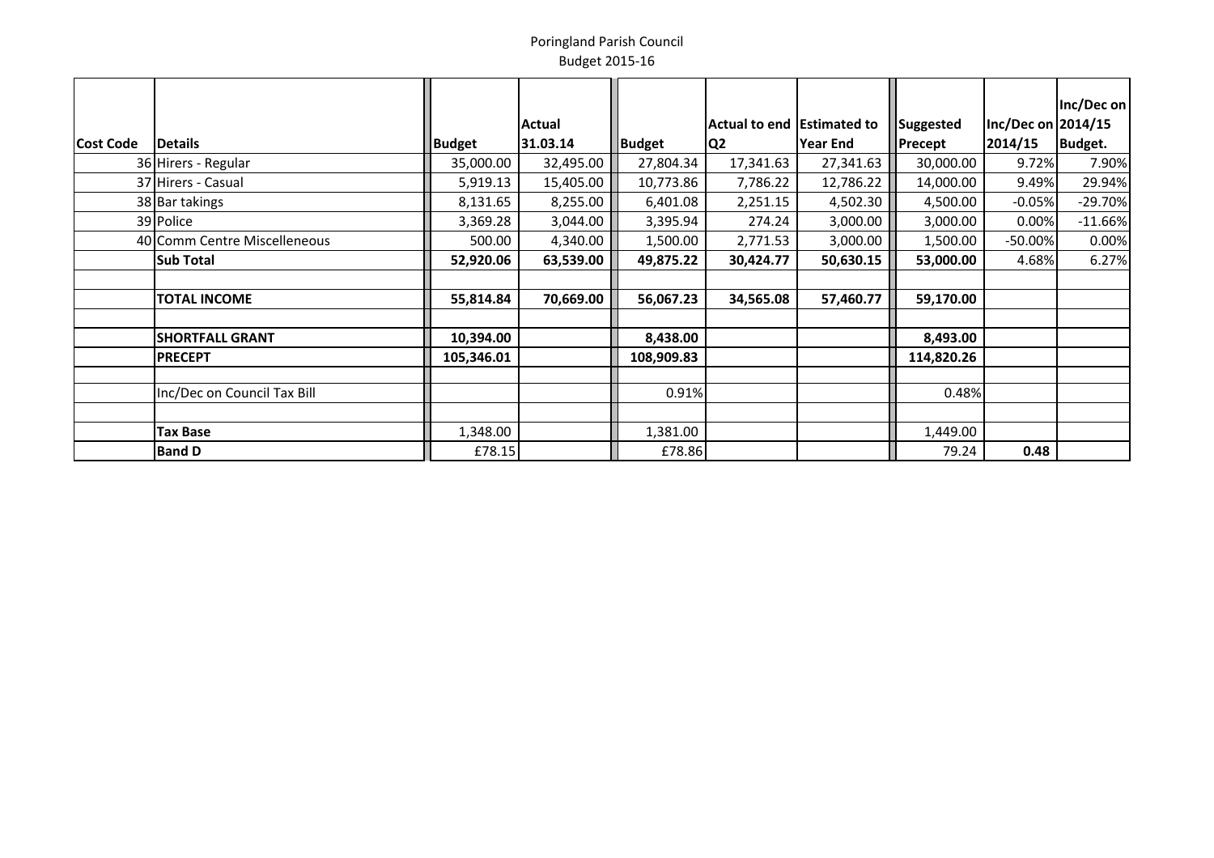Poringland Parish Council
Budget 2015-16

| Cost Code | Details | Budget | Actual 31.03.14 | Budget | Actual to end Q2 | Estimated to Year End | Suggested Precept | Inc/Dec on 2014/15 | Inc/Dec on 2014/15 Budget. |
|---|---|---|---|---|---|---|---|---|---|
| 36 | Hirers - Regular | 35,000.00 | 32,495.00 | 27,804.34 | 17,341.63 | 27,341.63 | 30,000.00 | 9.72% | 7.90% |
| 37 | Hirers - Casual | 5,919.13 | 15,405.00 | 10,773.86 | 7,786.22 | 12,786.22 | 14,000.00 | 9.49% | 29.94% |
| 38 | Bar takings | 8,131.65 | 8,255.00 | 6,401.08 | 2,251.15 | 4,502.30 | 4,500.00 | -0.05% | -29.70% |
| 39 | Police | 3,369.28 | 3,044.00 | 3,395.94 | 274.24 | 3,000.00 | 3,000.00 | 0.00% | -11.66% |
| 40 | Comm Centre Miscelleneous | 500.00 | 4,340.00 | 1,500.00 | 2,771.53 | 3,000.00 | 1,500.00 | -50.00% | 0.00% |
| | **Sub Total** | **52,920.06** | **63,539.00** | **49,875.22** | **30,424.77** | **50,630.15** | **53,000.00** | 4.68% | 6.27% |
| | | | | | | | | | |
| | **TOTAL INCOME** | **55,814.84** | **70,669.00** | **56,067.23** | **34,565.08** | **57,460.77** | **59,170.00** | | |
| | | | | | | | | | |
| | **SHORTFALL GRANT** | **10,394.00** | | **8,438.00** | | | **8,493.00** | | |
| | **PRECEPT** | **105,346.01** | | **108,909.83** | | | **114,820.26** | | |
| | | | | | | | | | |
| | Inc/Dec on Council Tax Bill | | | 0.91% | | | 0.48% | | |
| | | | | | | | | | |
| | **Tax Base** | 1,348.00 | | 1,381.00 | | | 1,449.00 | | |
| | **Band D** | £78.15 | | £78.86 | | | 79.24 | **0.48** | |